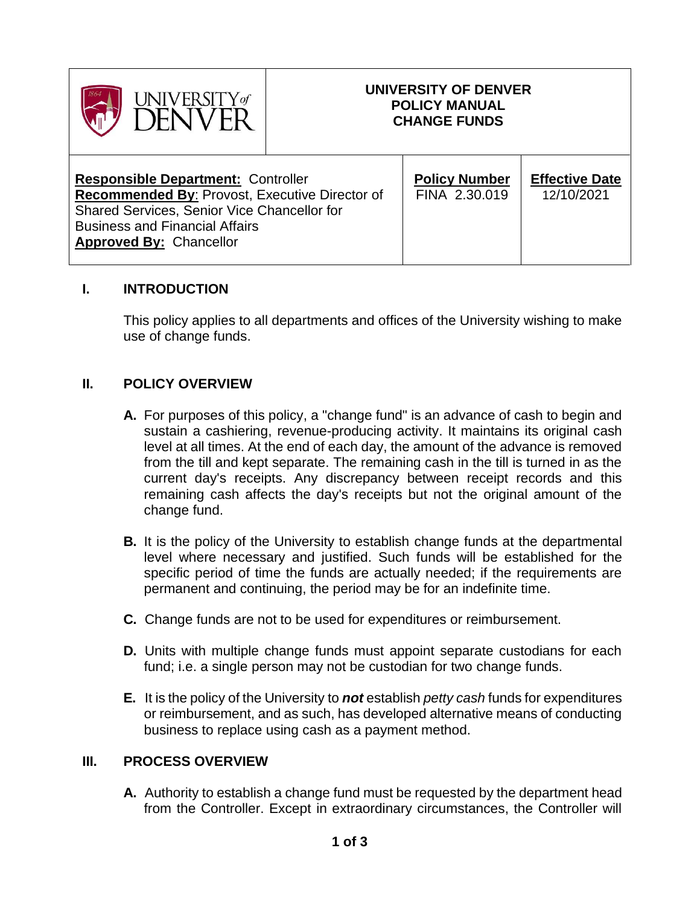| UNIVERSITY of DENVER | UNIVERSITY OF DENVER<br>POLICY MANUAL<br>CHANGE FUNDS | |
|---|---|---|
| **Responsible Department:** Controller<br>**Recommended By**: Provost, Executive Director of Shared Services, Senior Vice Chancellor for Business and Financial Affairs<br>**Approved By:** Chancellor | **Policy Number**<br>FINA 2.30.019 | **Effective Date**<br>12/10/2021 |

## I. INTRODUCTION

This policy applies to all departments and offices of the University wishing to make use of change funds.

## II. POLICY OVERVIEW

**A.** For purposes of this policy, a "change fund" is an advance of cash to begin and sustain a cashiering, revenue-producing activity. It maintains its original cash level at all times. At the end of each day, the amount of the advance is removed from the till and kept separate. The remaining cash in the till is turned in as the current day's receipts. Any discrepancy between receipt records and this remaining cash affects the day's receipts but not the original amount of the change fund.

**B.** It is the policy of the University to establish change funds at the departmental level where necessary and justified. Such funds will be established for the specific period of time the funds are actually needed; if the requirements are permanent and continuing, the period may be for an indefinite time.

**C.** Change funds are not to be used for expenditures or reimbursement.

**D.** Units with multiple change funds must appoint separate custodians for each fund; i.e. a single person may not be custodian for two change funds.

**E.** It is the policy of the University to ***not*** establish *petty cash* funds for expenditures or reimbursement, and as such, has developed alternative means of conducting business to replace using cash as a payment method.

## III. PROCESS OVERVIEW

**A.** Authority to establish a change fund must be requested by the department head from the Controller. Except in extraordinary circumstances, the Controller will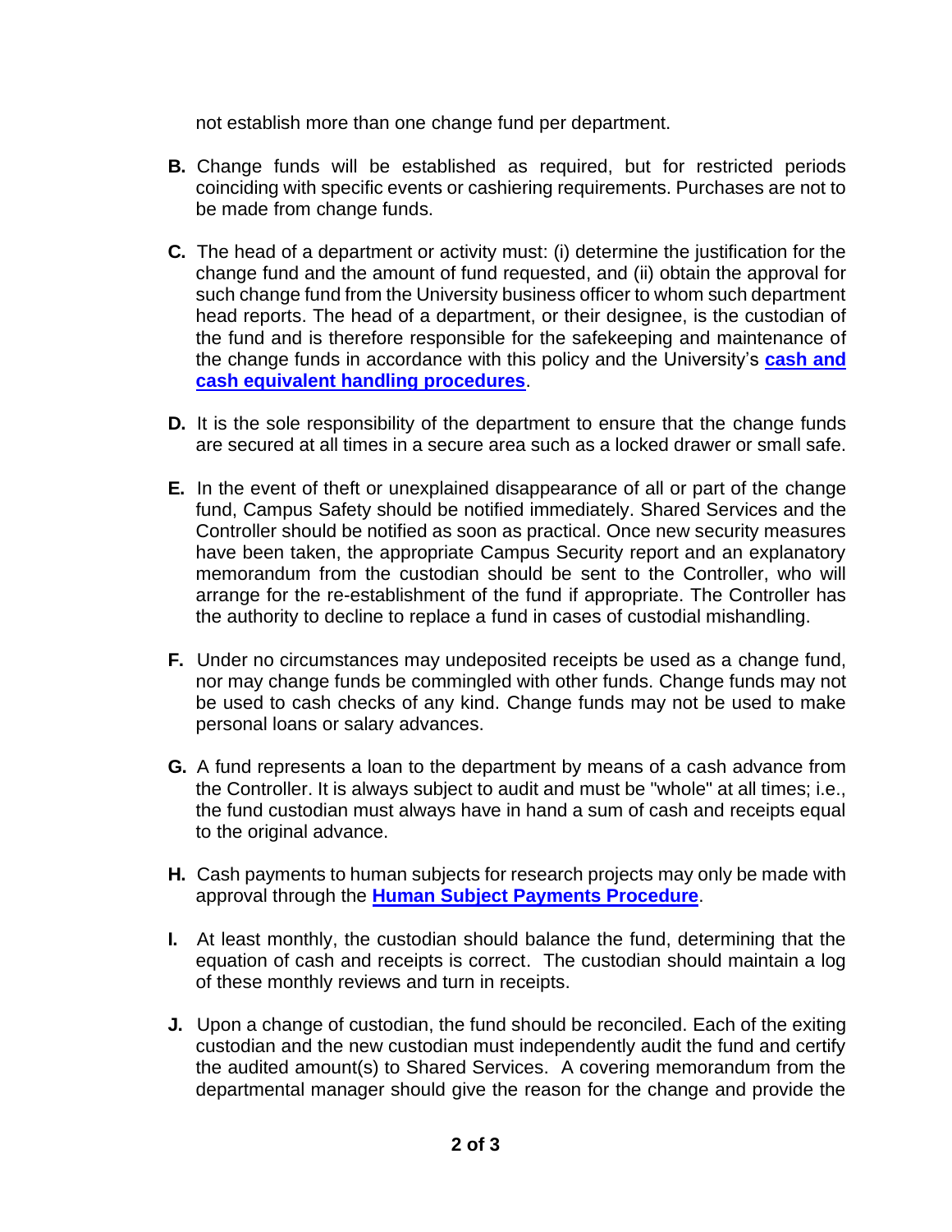not establish more than one change fund per department.

**B.** Change funds will be established as required, but for restricted periods coinciding with specific events or cashiering requirements. Purchases are not to be made from change funds.

**C.** The head of a department or activity must: (i) determine the justification for the change fund and the amount of fund requested, and (ii) obtain the approval for such change fund from the University business officer to whom such department head reports. The head of a department, or their designee, is the custodian of the fund and is therefore responsible for the safekeeping and maintenance of the change funds in accordance with this policy and the University's **cash and cash equivalent handling procedures**.

**D.** It is the sole responsibility of the department to ensure that the change funds are secured at all times in a secure area such as a locked drawer or small safe.

**E.** In the event of theft or unexplained disappearance of all or part of the change fund, Campus Safety should be notified immediately. Shared Services and the Controller should be notified as soon as practical. Once new security measures have been taken, the appropriate Campus Security report and an explanatory memorandum from the custodian should be sent to the Controller, who will arrange for the re-establishment of the fund if appropriate. The Controller has the authority to decline to replace a fund in cases of custodial mishandling.

**F.** Under no circumstances may undeposited receipts be used as a change fund, nor may change funds be commingled with other funds. Change funds may not be used to cash checks of any kind. Change funds may not be used to make personal loans or salary advances.

**G.** A fund represents a loan to the department by means of a cash advance from the Controller. It is always subject to audit and must be "whole" at all times; i.e., the fund custodian must always have in hand a sum of cash and receipts equal to the original advance.

**H.** Cash payments to human subjects for research projects may only be made with approval through the **Human Subject Payments Procedure**.

**I.** At least monthly, the custodian should balance the fund, determining that the equation of cash and receipts is correct. The custodian should maintain a log of these monthly reviews and turn in receipts.

**J.** Upon a change of custodian, the fund should be reconciled. Each of the exiting custodian and the new custodian must independently audit the fund and certify the audited amount(s) to Shared Services. A covering memorandum from the departmental manager should give the reason for the change and provide the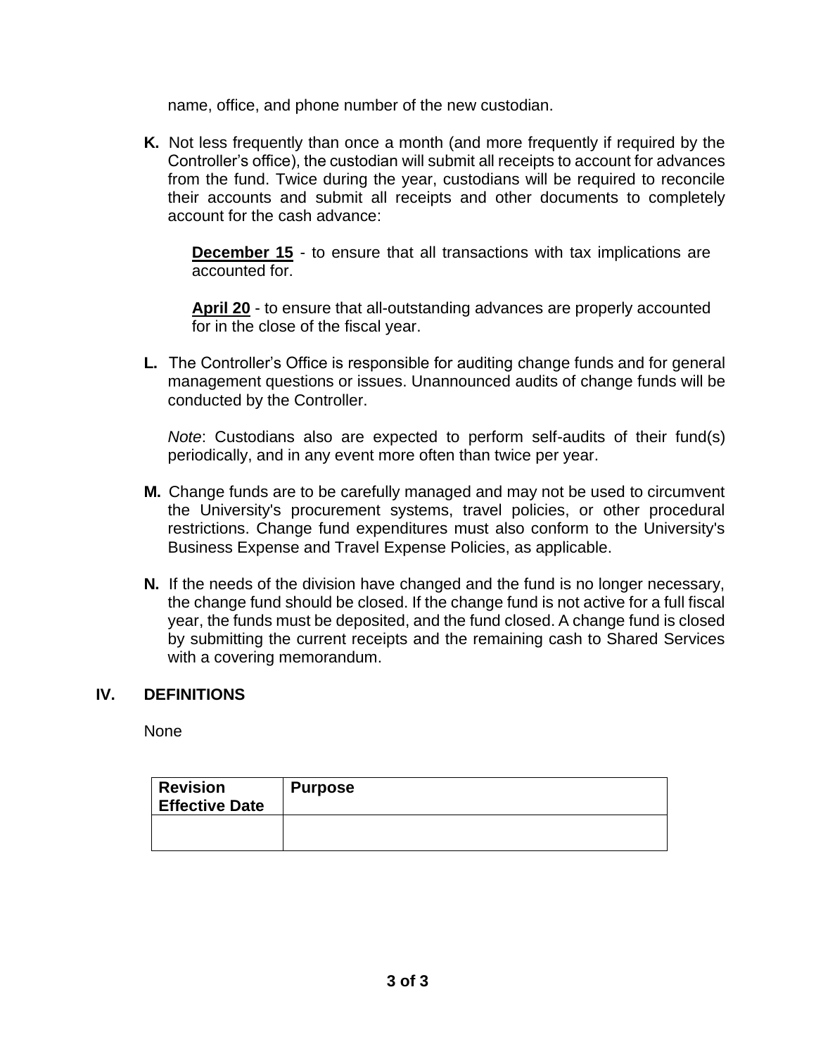name, office, and phone number of the new custodian.

**K.** Not less frequently than once a month (and more frequently if required by the Controller's office), the custodian will submit all receipts to account for advances from the fund. Twice during the year, custodians will be required to reconcile their accounts and submit all receipts and other documents to completely account for the cash advance:

> **December 15** - to ensure that all transactions with tax implications are accounted for.
>
> **April 20** - to ensure that all-outstanding advances are properly accounted for in the close of the fiscal year.

**L.** The Controller's Office is responsible for auditing change funds and for general management questions or issues. Unannounced audits of change funds will be conducted by the Controller.

*Note*: Custodians also are expected to perform self-audits of their fund(s) periodically, and in any event more often than twice per year.

**M.** Change funds are to be carefully managed and may not be used to circumvent the University's procurement systems, travel policies, or other procedural restrictions. Change fund expenditures must also conform to the University's Business Expense and Travel Expense Policies, as applicable.

**N.** If the needs of the division have changed and the fund is no longer necessary, the change fund should be closed. If the change fund is not active for a full fiscal year, the funds must be deposited, and the fund closed. A change fund is closed by submitting the current receipts and the remaining cash to Shared Services with a covering memorandum.

## IV. DEFINITIONS

None

| Revision Effective Date | Purpose |
|---|---|
| | |